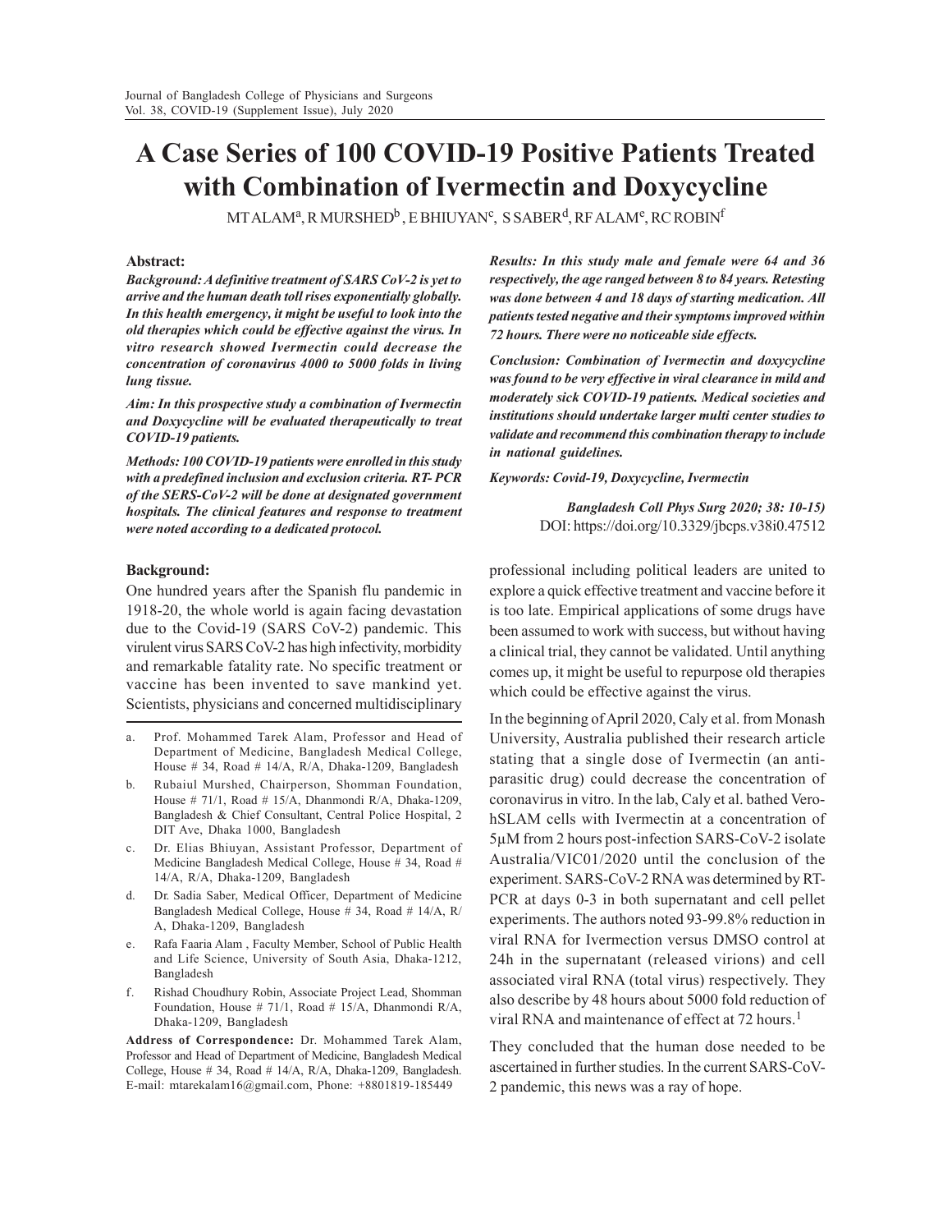# A Case Series of 100 COVID-19 Positive Patients Treated with Combination of Ivermectin and Doxycycline

MT ALAM[a], R MURSHED[b], E BHIUYAN[c], S SABER[d], RF ALAM[e], RC ROBIN[f]

**Abstract:**

***Background: A definitive treatment of SARS CoV-2 is yet to arrive and the human death toll rises exponentially globally. In this health emergency, it might be useful to look into the old therapies which could be effective against the virus. In vitro research showed Ivermectin could decrease the concentration of coronavirus 4000 to 5000 folds in living lung tissue.***

***Aim: In this prospective study a combination of Ivermectin and Doxycycline will be evaluated therapeutically to treat COVID-19 patients.***

***Methods: 100 COVID-19 patients were enrolled in this study with a predefined inclusion and exclusion criteria. RT- PCR of the SERS-CoV-2 will be done at designated government hospitals. The clinical features and response to treatment were noted according to a dedicated protocol.***

***Results: In this study male and female were 64 and 36 respectively, the age ranged between 8 to 84 years. Retesting was done between 4 and 18 days of starting medication. All patients tested negative and their symptoms improved within 72 hours. There were no noticeable side effects.***

***Conclusion: Combination of Ivermectin and doxycycline was found to be very effective in viral clearance in mild and moderately sick COVID-19 patients. Medical societies and institutions should undertake larger multi center studies to validate and recommend this combination therapy to include in national guidelines.***

***Keywords: Covid-19, Doxycycline, Ivermectin***

*Bangladesh Coll Phys Surg 2020; 38: 10-15)*
DOI: https://doi.org/10.3329/jbcps.v38i0.47512

**Background:**

One hundred years after the Spanish flu pandemic in 1918-20, the whole world is again facing devastation due to the Covid-19 (SARS CoV-2) pandemic. This virulent virus SARS CoV-2 has high infectivity, morbidity and remarkable fatality rate. No specific treatment or vaccine has been invented to save mankind yet. Scientists, physicians and concerned multidisciplinary professional including political leaders are united to explore a quick effective treatment and vaccine before it is too late. Empirical applications of some drugs have been assumed to work with success, but without having a clinical trial, they cannot be validated. Until anything comes up, it might be useful to repurpose old therapies which could be effective against the virus.

In the beginning of April 2020, Caly et al. from Monash University, Australia published their research article stating that a single dose of Ivermectin (an anti-parasitic drug) could decrease the concentration of coronavirus in vitro. In the lab, Caly et al. bathed Vero-hSLAM cells with Ivermectin at a concentration of 5µM from 2 hours post-infection SARS-CoV-2 isolate Australia/VIC01/2020 until the conclusion of the experiment. SARS-CoV-2 RNA was determined by RT-PCR at days 0-3 in both supernatant and cell pellet experiments. The authors noted 93-99.8% reduction in viral RNA for Ivermection versus DMSO control at 24h in the supernatant (released virions) and cell associated viral RNA (total virus) respectively. They also describe by 48 hours about 5000 fold reduction of viral RNA and maintenance of effect at 72 hours.[1]

They concluded that the human dose needed to be ascertained in further studies. In the current SARS-CoV-2 pandemic, this news was a ray of hope.

---

a. Prof. Mohammed Tarek Alam, Professor and Head of Department of Medicine, Bangladesh Medical College, House # 34, Road # 14/A, R/A, Dhaka-1209, Bangladesh

b. Rubaiul Murshed, Chairperson, Shomman Foundation, House # 71/1, Road # 15/A, Dhanmondi R/A, Dhaka-1209, Bangladesh & Chief Consultant, Central Police Hospital, 2 DIT Ave, Dhaka 1000, Bangladesh

c. Dr. Elias Bhiuyan, Assistant Professor, Department of Medicine Bangladesh Medical College, House # 34, Road # 14/A, R/A, Dhaka-1209, Bangladesh

d. Dr. Sadia Saber, Medical Officer, Department of Medicine Bangladesh Medical College, House # 34, Road # 14/A, R/A, Dhaka-1209, Bangladesh

e. Rafa Faaria Alam , Faculty Member, School of Public Health and Life Science, University of South Asia, Dhaka-1212, Bangladesh

f. Rishad Choudhury Robin, Associate Project Lead, Shomman Foundation, House # 71/1, Road # 15/A, Dhanmondi R/A, Dhaka-1209, Bangladesh

**Address of Correspondence:** Dr. Mohammed Tarek Alam, Professor and Head of Department of Medicine, Bangladesh Medical College, House # 34, Road # 14/A, R/A, Dhaka-1209, Bangladesh. E-mail: mtarekalam16@gmail.com, Phone: +8801819-185449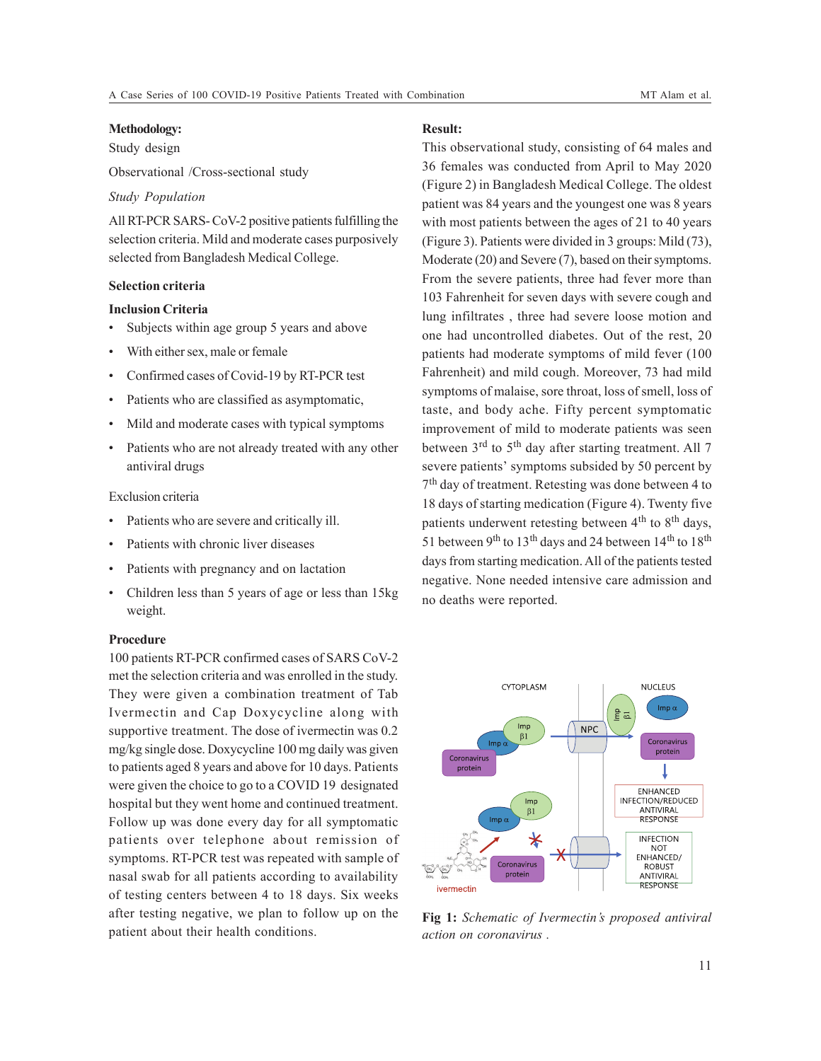## Methodology:

Study design

Observational /Cross-sectional study

*Study Population*

All RT-PCR SARS- CoV-2 positive patients fulfilling the selection criteria. Mild and moderate cases purposively selected from Bangladesh Medical College.

### Selection criteria

**Inclusion Criteria**

- Subjects within age group 5 years and above
- With either sex, male or female
- Confirmed cases of Covid-19 by RT-PCR test
- Patients who are classified as asymptomatic,
- Mild and moderate cases with typical symptoms
- Patients who are not already treated with any other antiviral drugs

Exclusion criteria

- Patients who are severe and critically ill.
- Patients with chronic liver diseases
- Patients with pregnancy and on lactation
- Children less than 5 years of age or less than 15kg weight.

### Procedure

100 patients RT-PCR confirmed cases of SARS CoV-2 met the selection criteria and was enrolled in the study. They were given a combination treatment of Tab Ivermectin and Cap Doxycycline along with supportive treatment. The dose of ivermectin was 0.2 mg/kg single dose. Doxycycline 100 mg daily was given to patients aged 8 years and above for 10 days. Patients were given the choice to go to a COVID 19 designated hospital but they went home and continued treatment. Follow up was done every day for all symptomatic patients over telephone about remission of symptoms. RT-PCR test was repeated with sample of nasal swab for all patients according to availability of testing centers between 4 to 18 days. Six weeks after testing negative, we plan to follow up on the patient about their health conditions.

## Result:

This observational study, consisting of 64 males and 36 females was conducted from April to May 2020 (Figure 2) in Bangladesh Medical College. The oldest patient was 84 years and the youngest one was 8 years with most patients between the ages of 21 to 40 years (Figure 3). Patients were divided in 3 groups: Mild (73), Moderate (20) and Severe (7), based on their symptoms. From the severe patients, three had fever more than 103 Fahrenheit for seven days with severe cough and lung infiltrates , three had severe loose motion and one had uncontrolled diabetes. Out of the rest, 20 patients had moderate symptoms of mild fever (100 Fahrenheit) and mild cough. Moreover, 73 had mild symptoms of malaise, sore throat, loss of smell, loss of taste, and body ache. Fifty percent symptomatic improvement of mild to moderate patients was seen between 3$^{rd}$ to 5$^{th}$ day after starting treatment. All 7 severe patients' symptoms subsided by 50 percent by 7$^{th}$ day of treatment. Retesting was done between 4 to 18 days of starting medication (Figure 4). Twenty five patients underwent retesting between 4$^{th}$ to 8$^{th}$ days, 51 between 9$^{th}$ to 13$^{th}$ days and 24 between 14$^{th}$ to 18$^{th}$ days from starting medication. All of the patients tested negative. None needed intensive care admission and no deaths were reported.

**Fig 1:** *Schematic of Ivermectin's proposed antiviral action on coronavirus .*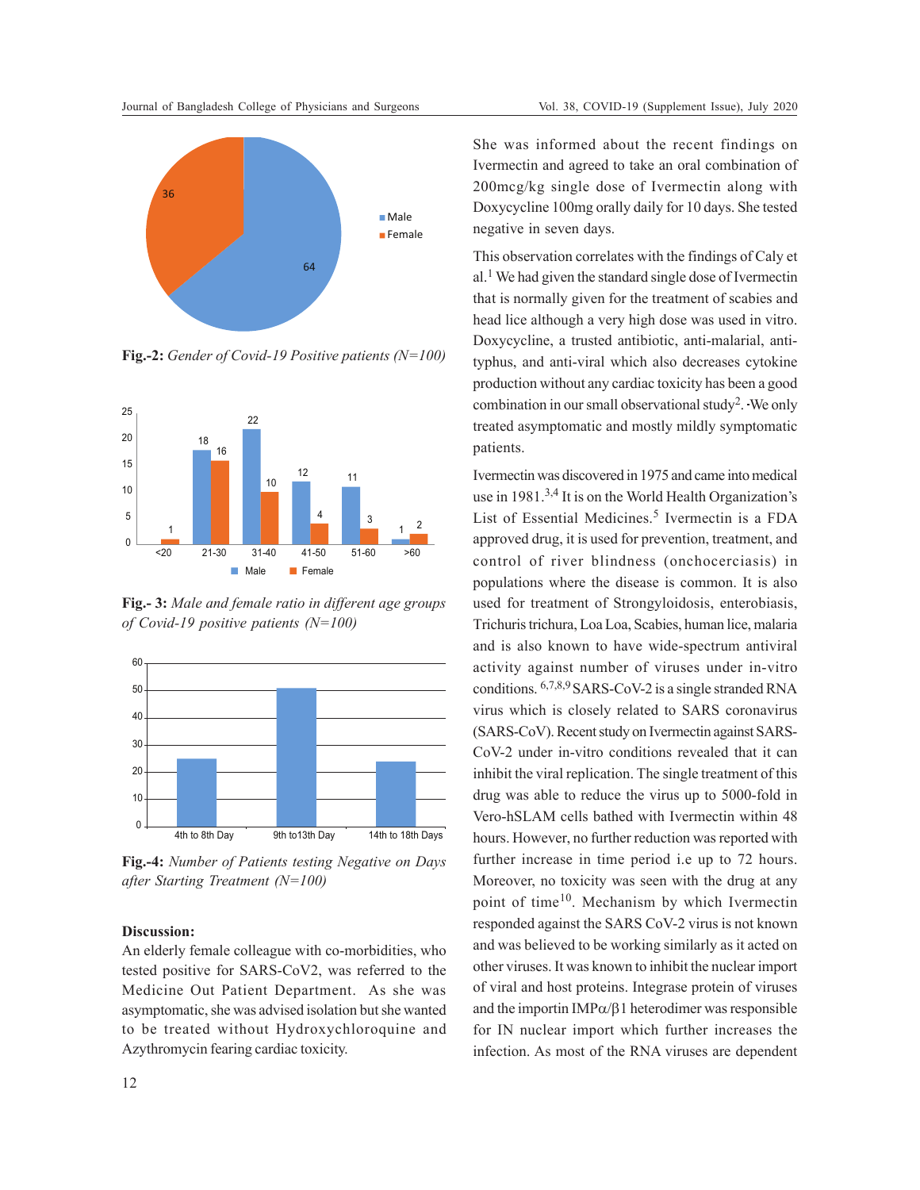**Fig.-2:** *Gender of Covid-19 Positive patients (N=100)*

**Fig.- 3:** *Male and female ratio in different age groups of Covid-19 positive patients (N=100)*

**Fig.-4:** *Number of Patients testing Negative on Days after Starting Treatment (N=100)*

**Discussion:**

An elderly female colleague with co-morbidities, who tested positive for SARS-CoV2, was referred to the Medicine Out Patient Department. As she was asymptomatic, she was advised isolation but she wanted to be treated without Hydroxychloroquine and Azythromycin fearing cardiac toxicity.

She was informed about the recent findings on Ivermectin and agreed to take an oral combination of 200mcg/kg single dose of Ivermectin along with Doxycycline 100mg orally daily for 10 days. She tested negative in seven days.

This observation correlates with the findings of Caly et al.[1] We had given the standard single dose of Ivermectin that is normally given for the treatment of scabies and head lice although a very high dose was used in vitro. Doxycycline, a trusted antibiotic, anti-malarial, anti-typhus, and anti-viral which also decreases cytokine production without any cardiac toxicity has been a good combination in our small observational study[2]. We only treated asymptomatic and mostly mildly symptomatic patients.

Ivermectin was discovered in 1975 and came into medical use in 1981.[3,4] It is on the World Health Organization's List of Essential Medicines.[5] Ivermectin is a FDA approved drug, it is used for prevention, treatment, and control of river blindness (onchocerciasis) in populations where the disease is common. It is also used for treatment of Strongyloidosis, enterobiasis, Trichuris trichura, Loa Loa, Scabies, human lice, malaria and is also known to have wide-spectrum antiviral activity against number of viruses under in-vitro conditions. [6,7,8,9] SARS-CoV-2 is a single stranded RNA virus which is closely related to SARS coronavirus (SARS-CoV). Recent study on Ivermectin against SARS-CoV-2 under in-vitro conditions revealed that it can inhibit the viral replication. The single treatment of this drug was able to reduce the virus up to 5000-fold in Vero-hSLAM cells bathed with Ivermectin within 48 hours. However, no further reduction was reported with further increase in time period i.e up to 72 hours. Moreover, no toxicity was seen with the drug at any point of time[10]. Mechanism by which Ivermectin responded against the SARS CoV-2 virus is not known and was believed to be working similarly as it acted on other viruses. It was known to inhibit the nuclear import of viral and host proteins. Integrase protein of viruses and the importin IMP$\alpha$/$\beta$1 heterodimer was responsible for IN nuclear import which further increases the infection. As most of the RNA viruses are dependent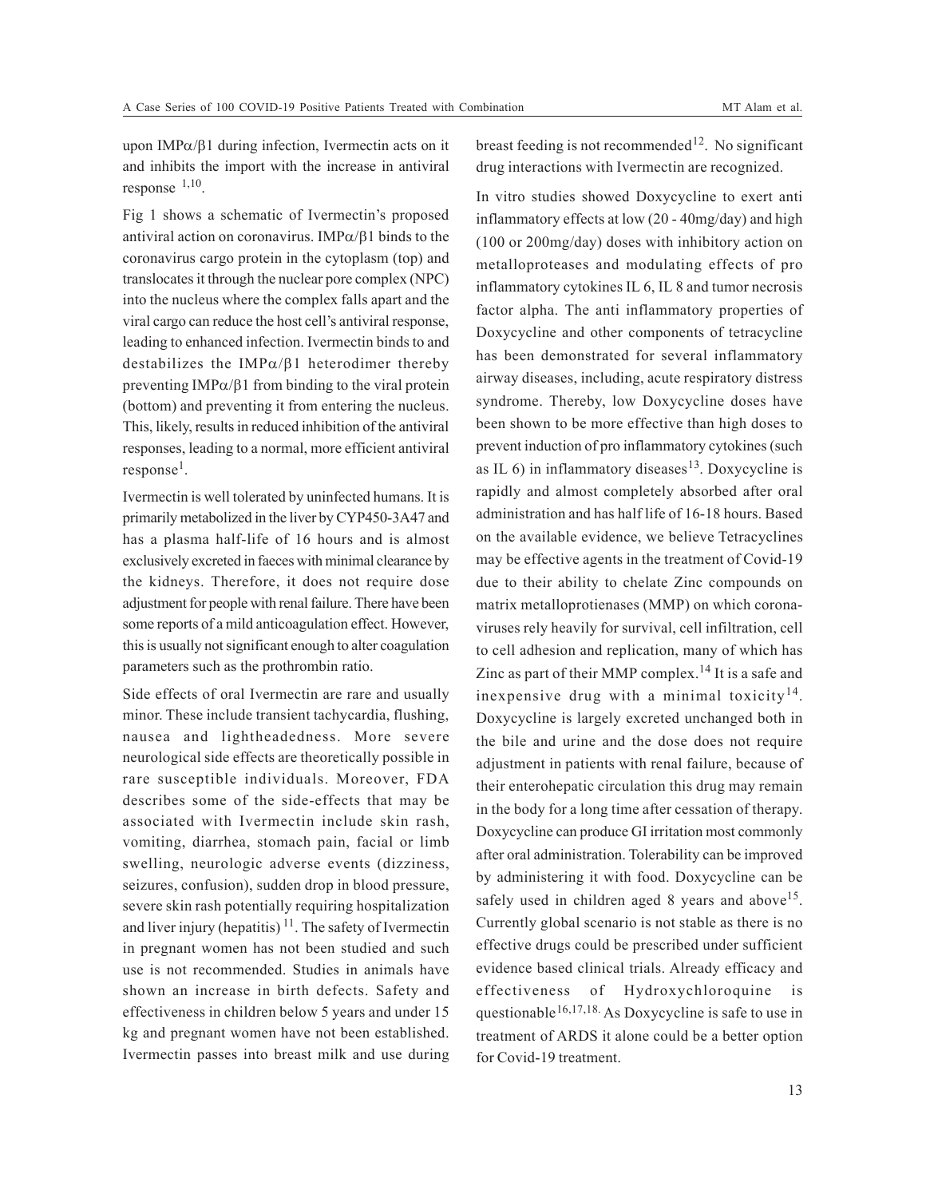upon IMPα/β1 during infection, Ivermectin acts on it and inhibits the import with the increase in antiviral response [1,10].

Fig 1 shows a schematic of Ivermectin's proposed antiviral action on coronavirus. IMPα/β1 binds to the coronavirus cargo protein in the cytoplasm (top) and translocates it through the nuclear pore complex (NPC) into the nucleus where the complex falls apart and the viral cargo can reduce the host cell's antiviral response, leading to enhanced infection. Ivermectin binds to and destabilizes the IMPα/β1 heterodimer thereby preventing IMPα/β1 from binding to the viral protein (bottom) and preventing it from entering the nucleus. This, likely, results in reduced inhibition of the antiviral responses, leading to a normal, more efficient antiviral response[1].

Ivermectin is well tolerated by uninfected humans. It is primarily metabolized in the liver by CYP450-3A47 and has a plasma half-life of 16 hours and is almost exclusively excreted in faeces with minimal clearance by the kidneys. Therefore, it does not require dose adjustment for people with renal failure. There have been some reports of a mild anticoagulation effect. However, this is usually not significant enough to alter coagulation parameters such as the prothrombin ratio.

Side effects of oral Ivermectin are rare and usually minor. These include transient tachycardia, flushing, nausea and lightheadedness. More severe neurological side effects are theoretically possible in rare susceptible individuals. Moreover, FDA describes some of the side-effects that may be associated with Ivermectin include skin rash, vomiting, diarrhea, stomach pain, facial or limb swelling, neurologic adverse events (dizziness, seizures, confusion), sudden drop in blood pressure, severe skin rash potentially requiring hospitalization and liver injury (hepatitis) [11]. The safety of Ivermectin in pregnant women has not been studied and such use is not recommended. Studies in animals have shown an increase in birth defects. Safety and effectiveness in children below 5 years and under 15 kg and pregnant women have not been established. Ivermectin passes into breast milk and use during breast feeding is not recommended[12]. No significant drug interactions with Ivermectin are recognized.

In vitro studies showed Doxycycline to exert anti inflammatory effects at low (20 - 40mg/day) and high (100 or 200mg/day) doses with inhibitory action on metalloproteases and modulating effects of pro inflammatory cytokines IL 6, IL 8 and tumor necrosis factor alpha. The anti inflammatory properties of Doxycycline and other components of tetracycline has been demonstrated for several inflammatory airway diseases, including, acute respiratory distress syndrome. Thereby, low Doxycycline doses have been shown to be more effective than high doses to prevent induction of pro inflammatory cytokines (such as IL 6) in inflammatory diseases[13]. Doxycycline is rapidly and almost completely absorbed after oral administration and has half life of 16-18 hours. Based on the available evidence, we believe Tetracyclines may be effective agents in the treatment of Covid-19 due to their ability to chelate Zinc compounds on matrix metalloprotienases (MMP) on which corona-viruses rely heavily for survival, cell infiltration, cell to cell adhesion and replication, many of which has Zinc as part of their MMP complex.[14] It is a safe and inexpensive drug with a minimal toxicity[14]. Doxycycline is largely excreted unchanged both in the bile and urine and the dose does not require adjustment in patients with renal failure, because of their enterohepatic circulation this drug may remain in the body for a long time after cessation of therapy. Doxycycline can produce GI irritation most commonly after oral administration. Tolerability can be improved by administering it with food. Doxycycline can be safely used in children aged 8 years and above[15]. Currently global scenario is not stable as there is no effective drugs could be prescribed under sufficient evidence based clinical trials. Already efficacy and effectiveness of Hydroxychloroquine is questionable[16,17,18]. As Doxycycline is safe to use in treatment of ARDS it alone could be a better option for Covid-19 treatment.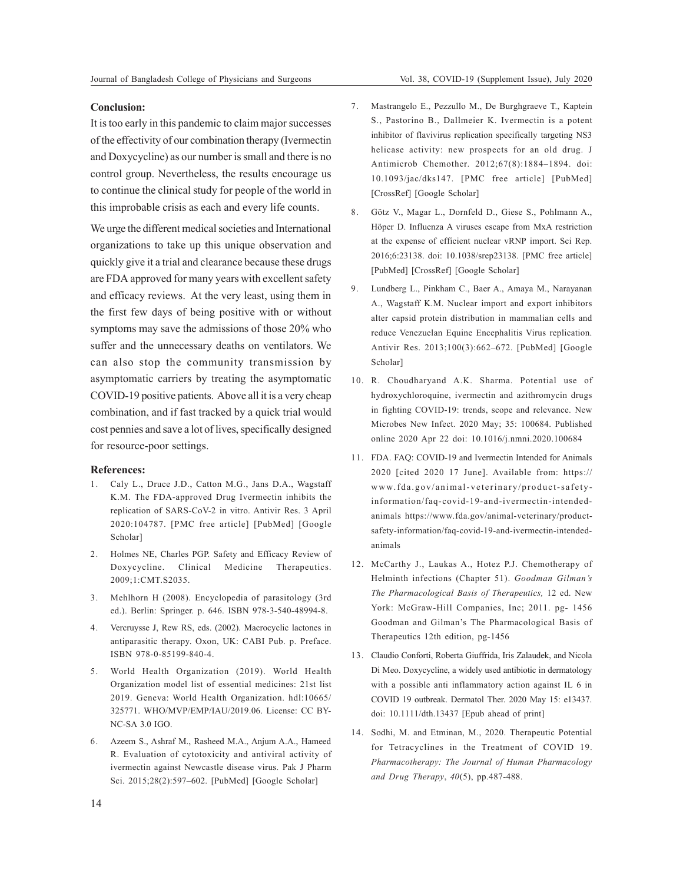**Conclusion:**

It is too early in this pandemic to claim major successes of the effectivity of our combination therapy (Ivermectin and Doxycycline) as our number is small and there is no control group. Nevertheless, the results encourage us to continue the clinical study for people of the world in this improbable crisis as each and every life counts.

We urge the different medical societies and International organizations to take up this unique observation and quickly give it a trial and clearance because these drugs are FDA approved for many years with excellent safety and efficacy reviews. At the very least, using them in the first few days of being positive with or without symptoms may save the admissions of those 20% who suffer and the unnecessary deaths on ventilators. We can also stop the community transmission by asymptomatic carriers by treating the asymptomatic COVID-19 positive patients. Above all it is a very cheap combination, and if fast tracked by a quick trial would cost pennies and save a lot of lives, specifically designed for resource-poor settings.

**References:**

1. Caly L., Druce J.D., Catton M.G., Jans D.A., Wagstaff K.M. The FDA-approved Drug Ivermectin inhibits the replication of SARS-CoV-2 in vitro. Antivir Res. 3 April 2020:104787. [PMC free article] [PubMed] [Google Scholar]
2. Holmes NE, Charles PGP. Safety and Efficacy Review of Doxycycline. Clinical Medicine Therapeutics. 2009;1:CMT.S2035.
3. Mehlhorn H (2008). Encyclopedia of parasitology (3rd ed.). Berlin: Springer. p. 646. ISBN 978-3-540-48994-8.
4. Vercruysse J, Rew RS, eds. (2002). Macrocyclic lactones in antiparasitic therapy. Oxon, UK: CABI Pub. p. Preface. ISBN 978-0-85199-840-4.
5. World Health Organization (2019). World Health Organization model list of essential medicines: 21st list 2019. Geneva: World Health Organization. hdl:10665/325771. WHO/MVP/EMP/IAU/2019.06. License: CC BY-NC-SA 3.0 IGO.
6. Azeem S., Ashraf M., Rasheed M.A., Anjum A.A., Hameed R. Evaluation of cytotoxicity and antiviral activity of ivermectin against Newcastle disease virus. Pak J Pharm Sci. 2015;28(2):597–602. [PubMed] [Google Scholar]
7. Mastrangelo E., Pezzullo M., De Burghgraeve T., Kaptein S., Pastorino B., Dallmeier K. Ivermectin is a potent inhibitor of flavivirus replication specifically targeting NS3 helicase activity: new prospects for an old drug. J Antimicrob Chemother. 2012;67(8):1884–1894. doi: 10.1093/jac/dks147. [PMC free article] [PubMed] [CrossRef] [Google Scholar]
8. Götz V., Magar L., Dornfeld D., Giese S., Pohlmann A., Höper D. Influenza A viruses escape from MxA restriction at the expense of efficient nuclear vRNP import. Sci Rep. 2016;6:23138. doi: 10.1038/srep23138. [PMC free article] [PubMed] [CrossRef] [Google Scholar]
9. Lundberg L., Pinkham C., Baer A., Amaya M., Narayanan A., Wagstaff K.M. Nuclear import and export inhibitors alter capsid protein distribution in mammalian cells and reduce Venezuelan Equine Encephalitis Virus replication. Antivir Res. 2013;100(3):662–672. [PubMed] [Google Scholar]
10. R. Choudharyand A.K. Sharma. Potential use of hydroxychloroquine, ivermectin and azithromycin drugs in fighting COVID-19: trends, scope and relevance. New Microbes New Infect. 2020 May; 35: 100684. Published online 2020 Apr 22 doi: 10.1016/j.nmni.2020.100684
11. FDA. FAQ: COVID-19 and Ivermectin Intended for Animals 2020 [cited 2020 17 June]. Available from: https://www.fda.gov/animal-veterinary/product-safety-information/faq-covid-19-and-ivermectin-intended-animals https://www.fda.gov/animal-veterinary/product-safety-information/faq-covid-19-and-ivermectin-intended-animals
12. McCarthy J., Laukas A., Hotez P.J. Chemotherapy of Helminth infections (Chapter 51). *Goodman Gilman's The Pharmacological Basis of Therapeutics,* 12 ed. New York: McGraw-Hill Companies, Inc; 2011. pg- 1456 Goodman and Gilman's The Pharmacological Basis of Therapeutics 12th edition, pg-1456
13. Claudio Conforti, Roberta Giuffrida, Iris Zalaudek, and Nicola Di Meo. Doxycycline, a widely used antibiotic in dermatology with a possible anti inflammatory action against IL 6 in COVID 19 outbreak. Dermatol Ther. 2020 May 15: e13437. doi: 10.1111/dth.13437 [Epub ahead of print]
14. Sodhi, M. and Etminan, M., 2020. Therapeutic Potential for Tetracyclines in the Treatment of COVID 19. *Pharmacotherapy: The Journal of Human Pharmacology and Drug Therapy*, *40*(5), pp.487-488.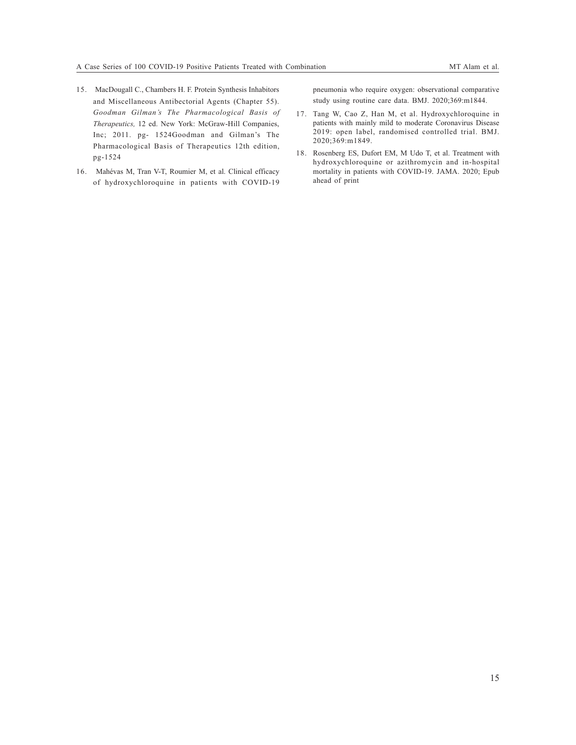15. MacDougall C., Chambers H. F. Protein Synthesis Inhabitors and Miscellaneous Antibectorial Agents (Chapter 55). *Goodman Gilman's The Pharmacological Basis of Therapeutics,* 12 ed. New York: McGraw-Hill Companies, Inc; 2011. pg- 1524Goodman and Gilman's The Pharmacological Basis of Therapeutics 12th edition, pg-1524

16. Mahévas M, Tran V-T, Roumier M, et al. Clinical efficacy of hydroxychloroquine in patients with COVID-19 pneumonia who require oxygen: observational comparative study using routine care data. BMJ. 2020;369:m1844.

17. Tang W, Cao Z, Han M, et al. Hydroxychloroquine in patients with mainly mild to moderate Coronavirus Disease 2019: open label, randomised controlled trial. BMJ. 2020;369:m1849.

18. Rosenberg ES, Dufort EM, M Udo T, et al. Treatment with hydroxychloroquine or azithromycin and in-hospital mortality in patients with COVID-19. JAMA. 2020; Epub ahead of print